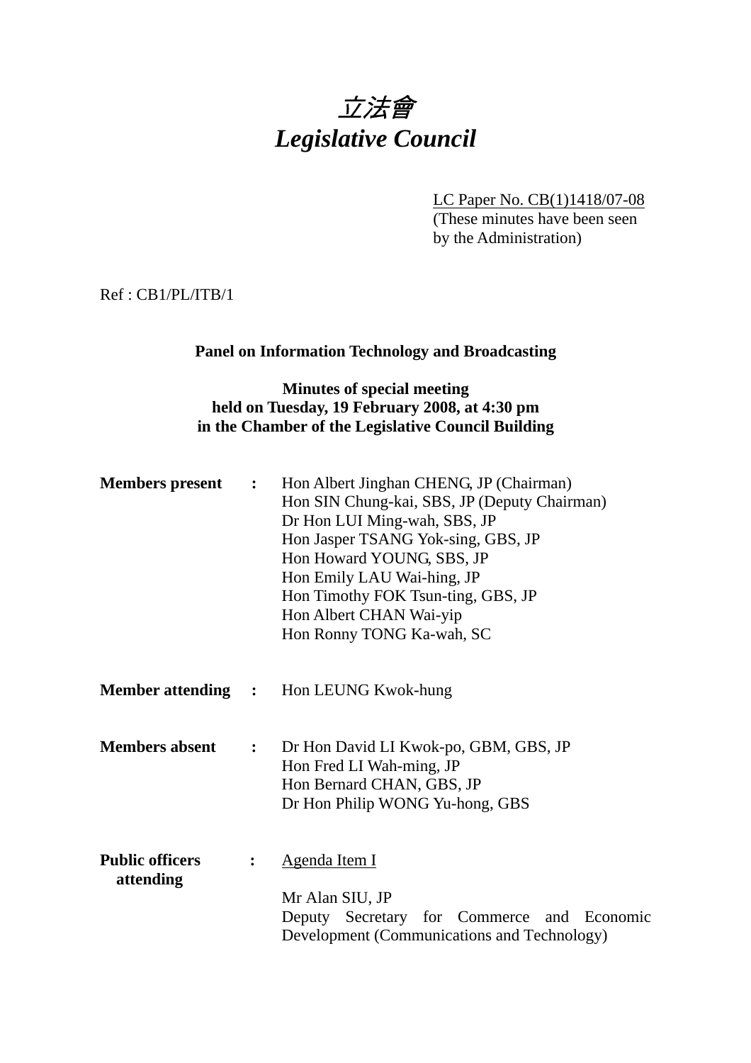# *立法會*
# *Legislative Council*

LC Paper No. CB(1)1418/07-08
(These minutes have been seen by the Administration)

Ref : CB1/PL/ITB/1

**Panel on Information Technology and Broadcasting**

**Minutes of special meeting**
**held on Tuesday, 19 February 2008, at 4:30 pm**
**in the Chamber of the Legislative Council Building**

**Members present :**
Hon Albert Jinghan CHENG, JP (Chairman)
Hon SIN Chung-kai, SBS, JP (Deputy Chairman)
Dr Hon LUI Ming-wah, SBS, JP
Hon Jasper TSANG Yok-sing, GBS, JP
Hon Howard YOUNG, SBS, JP
Hon Emily LAU Wai-hing, JP
Hon Timothy FOK Tsun-ting, GBS, JP
Hon Albert CHAN Wai-yip
Hon Ronny TONG Ka-wah, SC

**Member attending :**
Hon LEUNG Kwok-hung

**Members absent :**
Dr Hon David LI Kwok-po, GBM, GBS, JP
Hon Fred LI Wah-ming, JP
Hon Bernard CHAN, GBS, JP
Dr Hon Philip WONG Yu-hong, GBS

**Public officers attending :**
Agenda Item I

Mr Alan SIU, JP
Deputy Secretary for Commerce and Economic Development (Communications and Technology)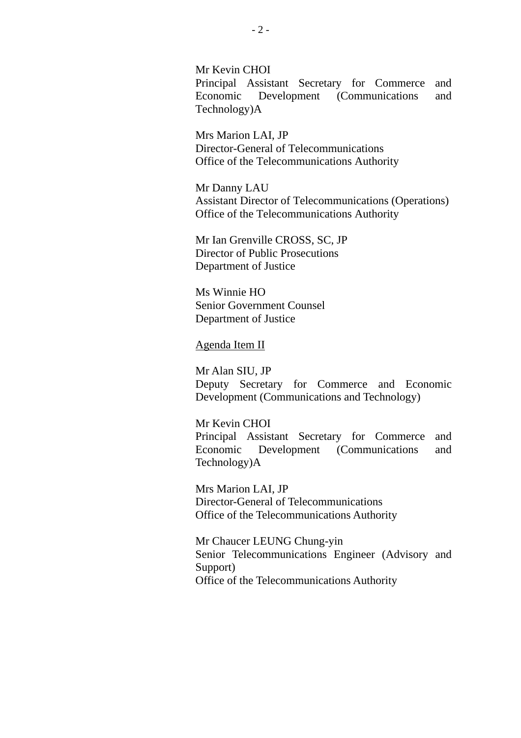Mr Kevin CHOI
Principal Assistant Secretary for Commerce and Economic Development (Communications and Technology)A

Mrs Marion LAI, JP
Director-General of Telecommunications
Office of the Telecommunications Authority

Mr Danny LAU
Assistant Director of Telecommunications (Operations)
Office of the Telecommunications Authority

Mr Ian Grenville CROSS, SC, JP
Director of Public Prosecutions
Department of Justice

Ms Winnie HO
Senior Government Counsel
Department of Justice

<u>Agenda Item II</u>

Mr Alan SIU, JP
Deputy Secretary for Commerce and Economic Development (Communications and Technology)

Mr Kevin CHOI
Principal Assistant Secretary for Commerce and Economic Development (Communications and Technology)A

Mrs Marion LAI, JP
Director-General of Telecommunications
Office of the Telecommunications Authority

Mr Chaucer LEUNG Chung-yin
Senior Telecommunications Engineer (Advisory and Support)
Office of the Telecommunications Authority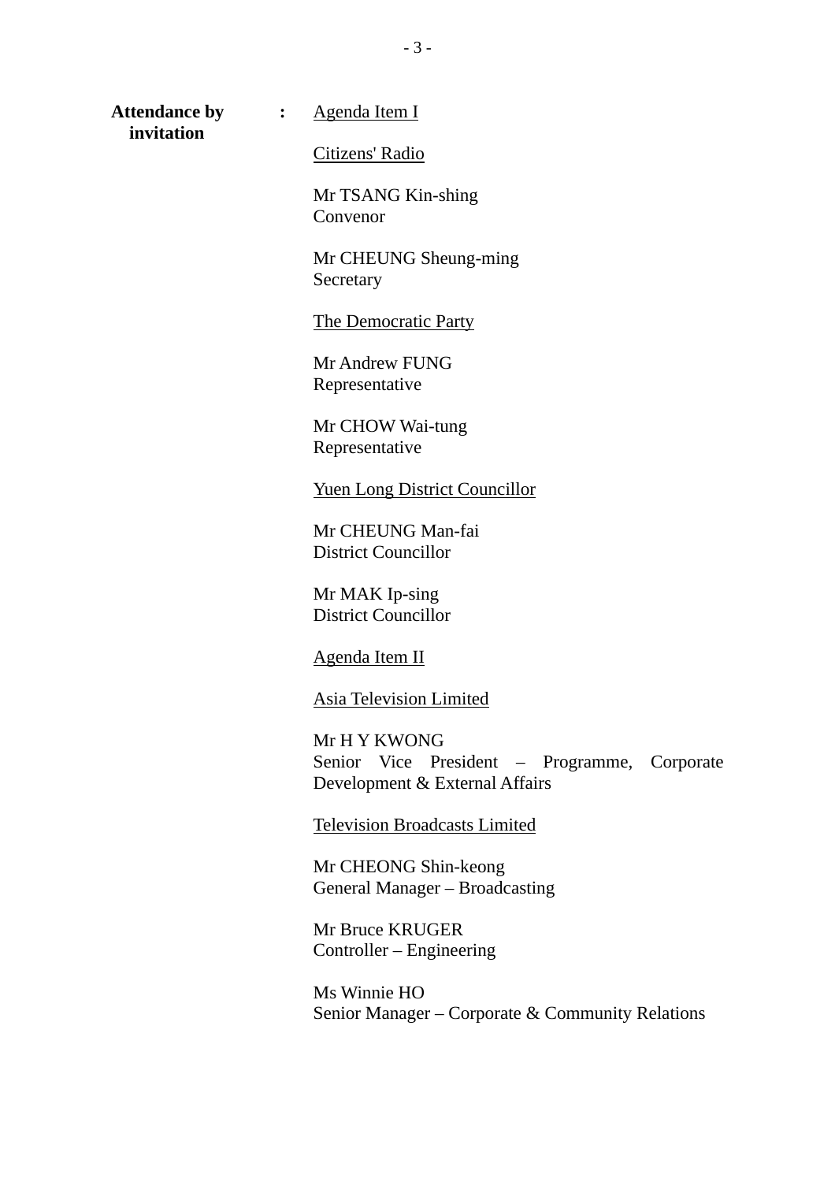**Attendance by invitation** : <u>Agenda Item I</u>

<u>Citizens' Radio</u>

Mr TSANG Kin-shing
Convenor

Mr CHEUNG Sheung-ming
Secretary

<u>The Democratic Party</u>

Mr Andrew FUNG
Representative

Mr CHOW Wai-tung
Representative

<u>Yuen Long District Councillor</u>

Mr CHEUNG Man-fai
District Councillor

Mr MAK Ip-sing
District Councillor

<u>Agenda Item II</u>

<u>Asia Television Limited</u>

Mr H Y KWONG
Senior Vice President – Programme, Corporate Development & External Affairs

<u>Television Broadcasts Limited</u>

Mr CHEONG Shin-keong
General Manager – Broadcasting

Mr Bruce KRUGER
Controller – Engineering

Ms Winnie HO
Senior Manager – Corporate & Community Relations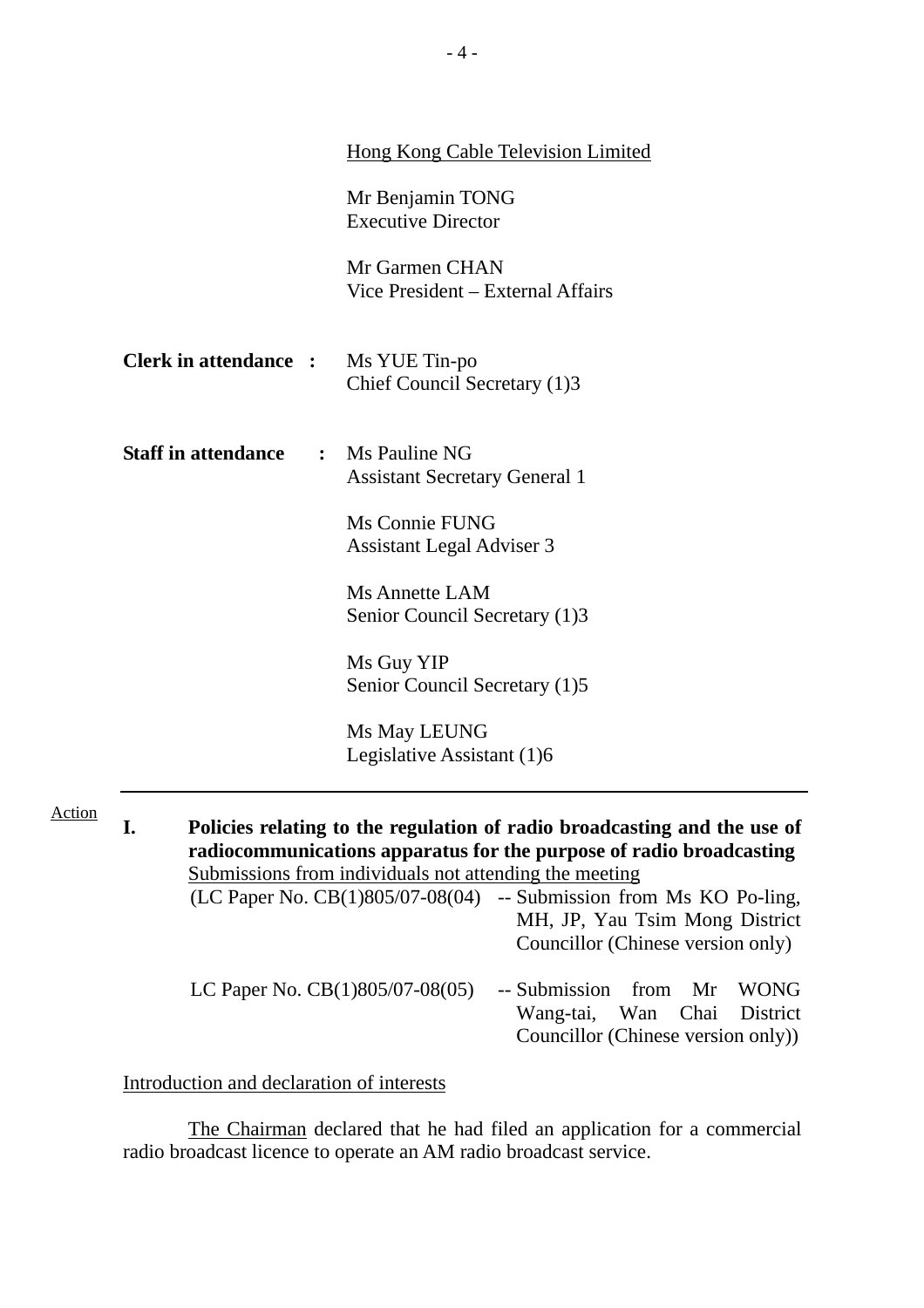<u>Hong Kong Cable Television Limited</u>

Mr Benjamin TONG
Executive Director

Mr Garmen CHAN
Vice President – External Affairs

**Clerk in attendance :** Ms YUE Tin-po
Chief Council Secretary (1)3

**Staff in attendance :** Ms Pauline NG
Assistant Secretary General 1

Ms Connie FUNG
Assistant Legal Adviser 3

Ms Annette LAM
Senior Council Secretary (1)3

Ms Guy YIP
Senior Council Secretary (1)5

Ms May LEUNG
Legislative Assistant (1)6

---

Action

**I. Policies relating to the regulation of radio broadcasting and the use of radiocommunications apparatus for the purpose of radio broadcasting**

<u>Submissions from individuals not attending the meeting</u>

(LC Paper No. CB(1)805/07-08(04) -- Submission from Ms KO Po-ling, MH, JP, Yau Tsim Mong District Councillor (Chinese version only)

LC Paper No. CB(1)805/07-08(05) -- Submission from Mr WONG Wang-tai, Wan Chai District Councillor (Chinese version only))

<u>Introduction and declaration of interests</u>

<u>The Chairman</u> declared that he had filed an application for a commercial radio broadcast licence to operate an AM radio broadcast service.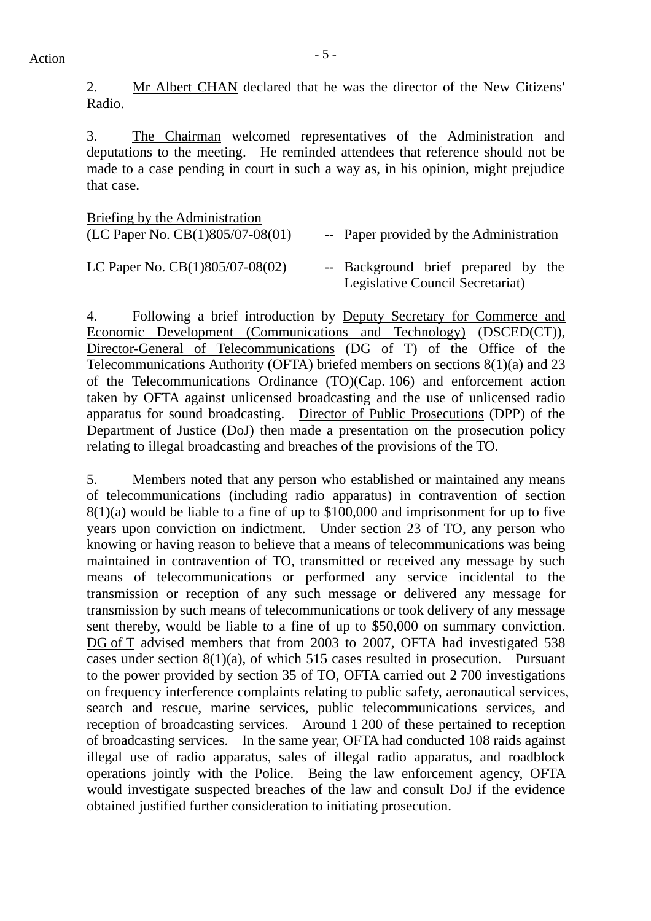Action

2. Mr Albert CHAN declared that he was the director of the New Citizens' Radio.

3. The Chairman welcomed representatives of the Administration and deputations to the meeting. He reminded attendees that reference should not be made to a case pending in court in such a way as, in his opinion, might prejudice that case.

Briefing by the Administration

| | | |
|---|---|---|
| (LC Paper No. CB(1)805/07-08(01) | -- | Paper provided by the Administration |
| LC Paper No. CB(1)805/07-08(02) | -- | Background brief prepared by the Legislative Council Secretariat) |

4. Following a brief introduction by Deputy Secretary for Commerce and Economic Development (Communications and Technology) (DSCED(CT)), Director-General of Telecommunications (DG of T) of the Office of the Telecommunications Authority (OFTA) briefed members on sections 8(1)(a) and 23 of the Telecommunications Ordinance (TO)(Cap. 106) and enforcement action taken by OFTA against unlicensed broadcasting and the use of unlicensed radio apparatus for sound broadcasting. Director of Public Prosecutions (DPP) of the Department of Justice (DoJ) then made a presentation on the prosecution policy relating to illegal broadcasting and breaches of the provisions of the TO.

5. Members noted that any person who established or maintained any means of telecommunications (including radio apparatus) in contravention of section 8(1)(a) would be liable to a fine of up to $100,000 and imprisonment for up to five years upon conviction on indictment. Under section 23 of TO, any person who knowing or having reason to believe that a means of telecommunications was being maintained in contravention of TO, transmitted or received any message by such means of telecommunications or performed any service incidental to the transmission or reception of any such message or delivered any message for transmission by such means of telecommunications or took delivery of any message sent thereby, would be liable to a fine of up to $50,000 on summary conviction. DG of T advised members that from 2003 to 2007, OFTA had investigated 538 cases under section 8(1)(a), of which 515 cases resulted in prosecution. Pursuant to the power provided by section 35 of TO, OFTA carried out 2 700 investigations on frequency interference complaints relating to public safety, aeronautical services, search and rescue, marine services, public telecommunications services, and reception of broadcasting services. Around 1 200 of these pertained to reception of broadcasting services. In the same year, OFTA had conducted 108 raids against illegal use of radio apparatus, sales of illegal radio apparatus, and roadblock operations jointly with the Police. Being the law enforcement agency, OFTA would investigate suspected breaches of the law and consult DoJ if the evidence obtained justified further consideration to initiating prosecution.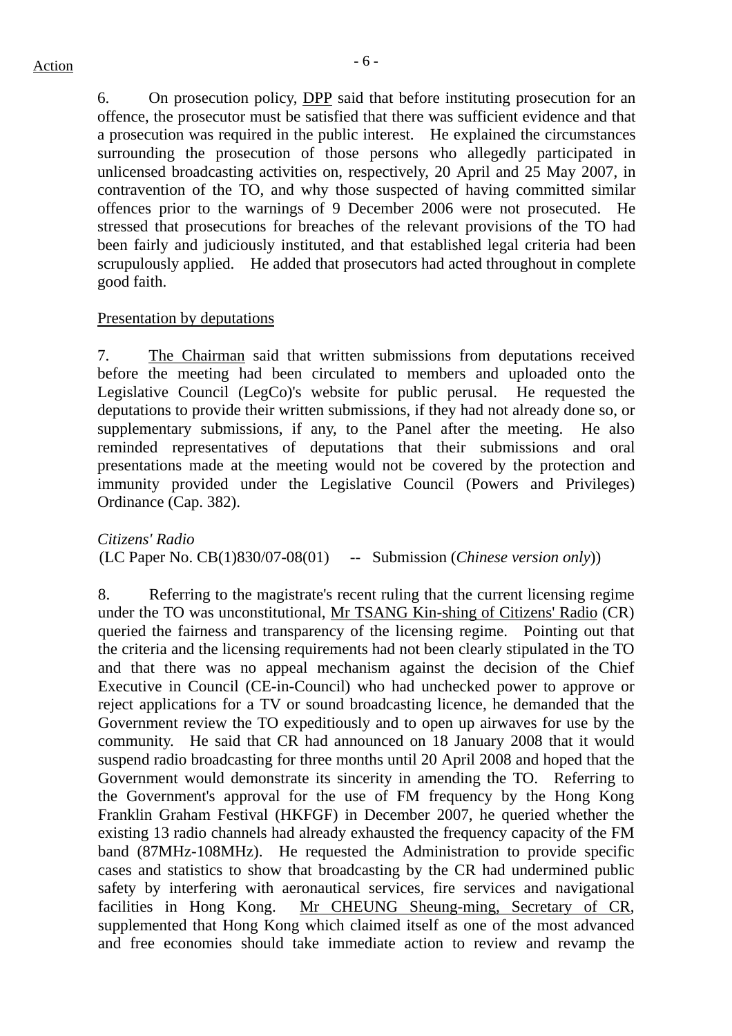6. On prosecution policy, DPP said that before instituting prosecution for an offence, the prosecutor must be satisfied that there was sufficient evidence and that a prosecution was required in the public interest. He explained the circumstances surrounding the prosecution of those persons who allegedly participated in unlicensed broadcasting activities on, respectively, 20 April and 25 May 2007, in contravention of the TO, and why those suspected of having committed similar offences prior to the warnings of 9 December 2006 were not prosecuted. He stressed that prosecutions for breaches of the relevant provisions of the TO had been fairly and judiciously instituted, and that established legal criteria had been scrupulously applied. He added that prosecutors had acted throughout in complete good faith.

Presentation by deputations

7. The Chairman said that written submissions from deputations received before the meeting had been circulated to members and uploaded onto the Legislative Council (LegCo)'s website for public perusal. He requested the deputations to provide their written submissions, if they had not already done so, or supplementary submissions, if any, to the Panel after the meeting. He also reminded representatives of deputations that their submissions and oral presentations made at the meeting would not be covered by the protection and immunity provided under the Legislative Council (Powers and Privileges) Ordinance (Cap. 382).

*Citizens' Radio*
(LC Paper No. CB(1)830/07-08(01) -- Submission (*Chinese version only*))

8. Referring to the magistrate's recent ruling that the current licensing regime under the TO was unconstitutional, Mr TSANG Kin-shing of Citizens' Radio (CR) queried the fairness and transparency of the licensing regime. Pointing out that the criteria and the licensing requirements had not been clearly stipulated in the TO and that there was no appeal mechanism against the decision of the Chief Executive in Council (CE-in-Council) who had unchecked power to approve or reject applications for a TV or sound broadcasting licence, he demanded that the Government review the TO expeditiously and to open up airwaves for use by the community. He said that CR had announced on 18 January 2008 that it would suspend radio broadcasting for three months until 20 April 2008 and hoped that the Government would demonstrate its sincerity in amending the TO. Referring to the Government's approval for the use of FM frequency by the Hong Kong Franklin Graham Festival (HKFGF) in December 2007, he queried whether the existing 13 radio channels had already exhausted the frequency capacity of the FM band (87MHz-108MHz). He requested the Administration to provide specific cases and statistics to show that broadcasting by the CR had undermined public safety by interfering with aeronautical services, fire services and navigational facilities in Hong Kong. Mr CHEUNG Sheung-ming, Secretary of CR, supplemented that Hong Kong which claimed itself as one of the most advanced and free economies should take immediate action to review and revamp the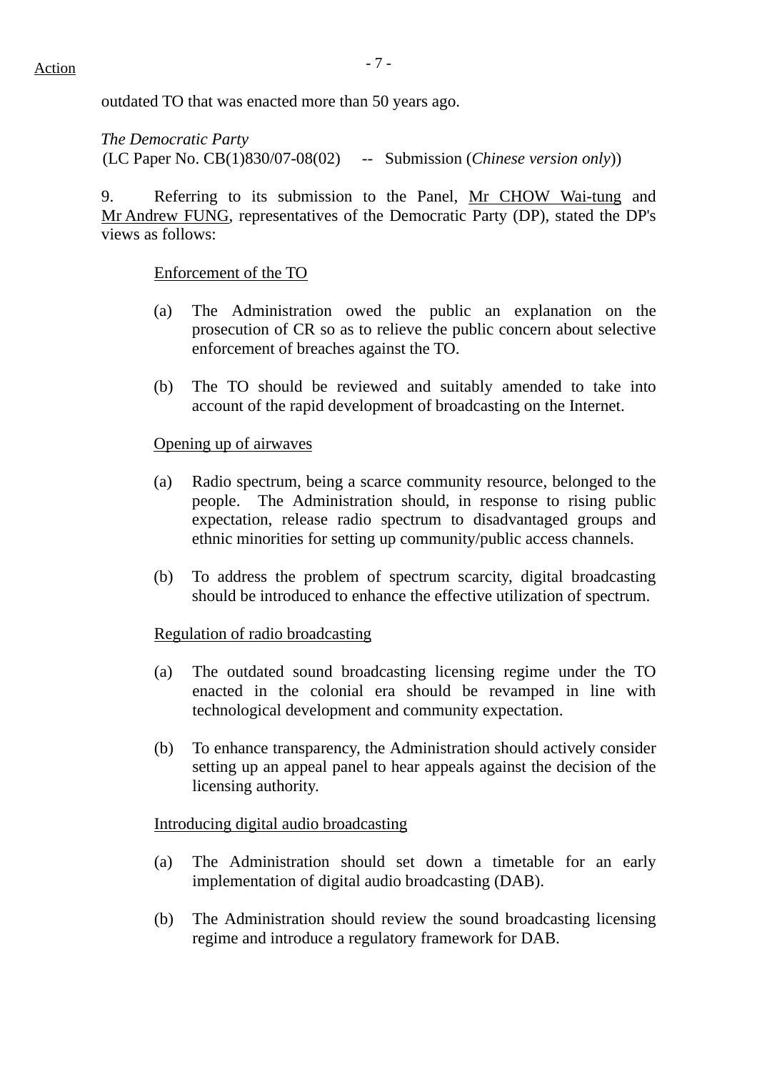outdated TO that was enacted more than 50 years ago.

*The Democratic Party*
(LC Paper No. CB(1)830/07-08(02) -- Submission (*Chinese version only*))

9. Referring to its submission to the Panel, Mr CHOW Wai-tung and Mr Andrew FUNG, representatives of the Democratic Party (DP), stated the DP's views as follows:

Enforcement of the TO

(a) The Administration owed the public an explanation on the prosecution of CR so as to relieve the public concern about selective enforcement of breaches against the TO.

(b) The TO should be reviewed and suitably amended to take into account of the rapid development of broadcasting on the Internet.

Opening up of airwaves

(a) Radio spectrum, being a scarce community resource, belonged to the people. The Administration should, in response to rising public expectation, release radio spectrum to disadvantaged groups and ethnic minorities for setting up community/public access channels.

(b) To address the problem of spectrum scarcity, digital broadcasting should be introduced to enhance the effective utilization of spectrum.

Regulation of radio broadcasting

(a) The outdated sound broadcasting licensing regime under the TO enacted in the colonial era should be revamped in line with technological development and community expectation.

(b) To enhance transparency, the Administration should actively consider setting up an appeal panel to hear appeals against the decision of the licensing authority.

Introducing digital audio broadcasting

(a) The Administration should set down a timetable for an early implementation of digital audio broadcasting (DAB).

(b) The Administration should review the sound broadcasting licensing regime and introduce a regulatory framework for DAB.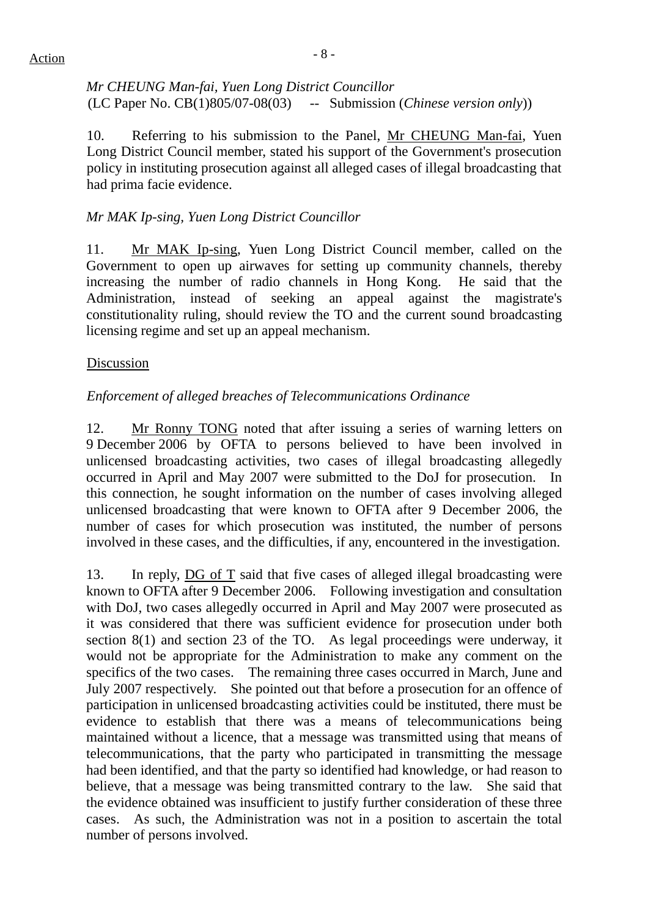*Mr CHEUNG Man-fai, Yuen Long District Councillor*
(LC Paper No. CB(1)805/07-08(03) -- Submission (*Chinese version only*))

10. Referring to his submission to the Panel, Mr CHEUNG Man-fai, Yuen Long District Council member, stated his support of the Government's prosecution policy in instituting prosecution against all alleged cases of illegal broadcasting that had prima facie evidence.

*Mr MAK Ip-sing, Yuen Long District Councillor*

11. Mr MAK Ip-sing, Yuen Long District Council member, called on the Government to open up airwaves for setting up community channels, thereby increasing the number of radio channels in Hong Kong. He said that the Administration, instead of seeking an appeal against the magistrate's constitutionality ruling, should review the TO and the current sound broadcasting licensing regime and set up an appeal mechanism.

Discussion

*Enforcement of alleged breaches of Telecommunications Ordinance*

12. Mr Ronny TONG noted that after issuing a series of warning letters on 9 December 2006 by OFTA to persons believed to have been involved in unlicensed broadcasting activities, two cases of illegal broadcasting allegedly occurred in April and May 2007 were submitted to the DoJ for prosecution. In this connection, he sought information on the number of cases involving alleged unlicensed broadcasting that were known to OFTA after 9 December 2006, the number of cases for which prosecution was instituted, the number of persons involved in these cases, and the difficulties, if any, encountered in the investigation.

13. In reply, DG of T said that five cases of alleged illegal broadcasting were known to OFTA after 9 December 2006. Following investigation and consultation with DoJ, two cases allegedly occurred in April and May 2007 were prosecuted as it was considered that there was sufficient evidence for prosecution under both section 8(1) and section 23 of the TO. As legal proceedings were underway, it would not be appropriate for the Administration to make any comment on the specifics of the two cases. The remaining three cases occurred in March, June and July 2007 respectively. She pointed out that before a prosecution for an offence of participation in unlicensed broadcasting activities could be instituted, there must be evidence to establish that there was a means of telecommunications being maintained without a licence, that a message was transmitted using that means of telecommunications, that the party who participated in transmitting the message had been identified, and that the party so identified had knowledge, or had reason to believe, that a message was being transmitted contrary to the law. She said that the evidence obtained was insufficient to justify further consideration of these three cases. As such, the Administration was not in a position to ascertain the total number of persons involved.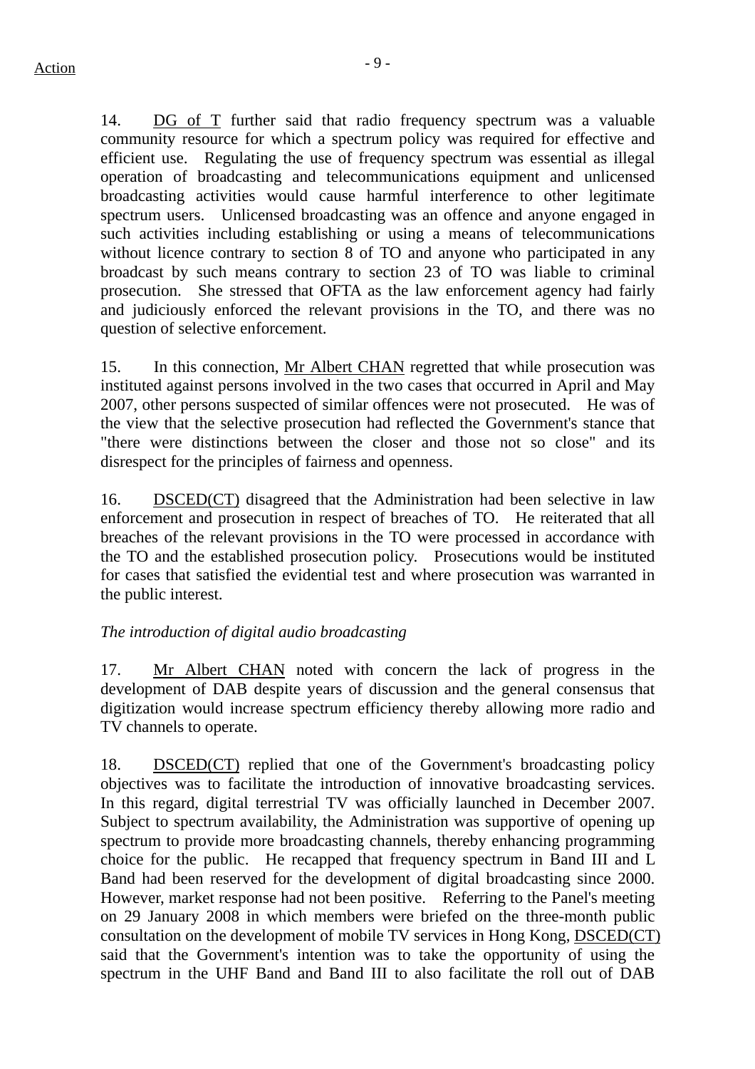14. DG of T further said that radio frequency spectrum was a valuable community resource for which a spectrum policy was required for effective and efficient use. Regulating the use of frequency spectrum was essential as illegal operation of broadcasting and telecommunications equipment and unlicensed broadcasting activities would cause harmful interference to other legitimate spectrum users. Unlicensed broadcasting was an offence and anyone engaged in such activities including establishing or using a means of telecommunications without licence contrary to section 8 of TO and anyone who participated in any broadcast by such means contrary to section 23 of TO was liable to criminal prosecution. She stressed that OFTA as the law enforcement agency had fairly and judiciously enforced the relevant provisions in the TO, and there was no question of selective enforcement.

15. In this connection, Mr Albert CHAN regretted that while prosecution was instituted against persons involved in the two cases that occurred in April and May 2007, other persons suspected of similar offences were not prosecuted. He was of the view that the selective prosecution had reflected the Government's stance that "there were distinctions between the closer and those not so close" and its disrespect for the principles of fairness and openness.

16. DSCED(CT) disagreed that the Administration had been selective in law enforcement and prosecution in respect of breaches of TO. He reiterated that all breaches of the relevant provisions in the TO were processed in accordance with the TO and the established prosecution policy. Prosecutions would be instituted for cases that satisfied the evidential test and where prosecution was warranted in the public interest.

*The introduction of digital audio broadcasting*

17. Mr Albert CHAN noted with concern the lack of progress in the development of DAB despite years of discussion and the general consensus that digitization would increase spectrum efficiency thereby allowing more radio and TV channels to operate.

18. DSCED(CT) replied that one of the Government's broadcasting policy objectives was to facilitate the introduction of innovative broadcasting services. In this regard, digital terrestrial TV was officially launched in December 2007. Subject to spectrum availability, the Administration was supportive of opening up spectrum to provide more broadcasting channels, thereby enhancing programming choice for the public. He recapped that frequency spectrum in Band III and L Band had been reserved for the development of digital broadcasting since 2000. However, market response had not been positive. Referring to the Panel's meeting on 29 January 2008 in which members were briefed on the three-month public consultation on the development of mobile TV services in Hong Kong, DSCED(CT) said that the Government's intention was to take the opportunity of using the spectrum in the UHF Band and Band III to also facilitate the roll out of DAB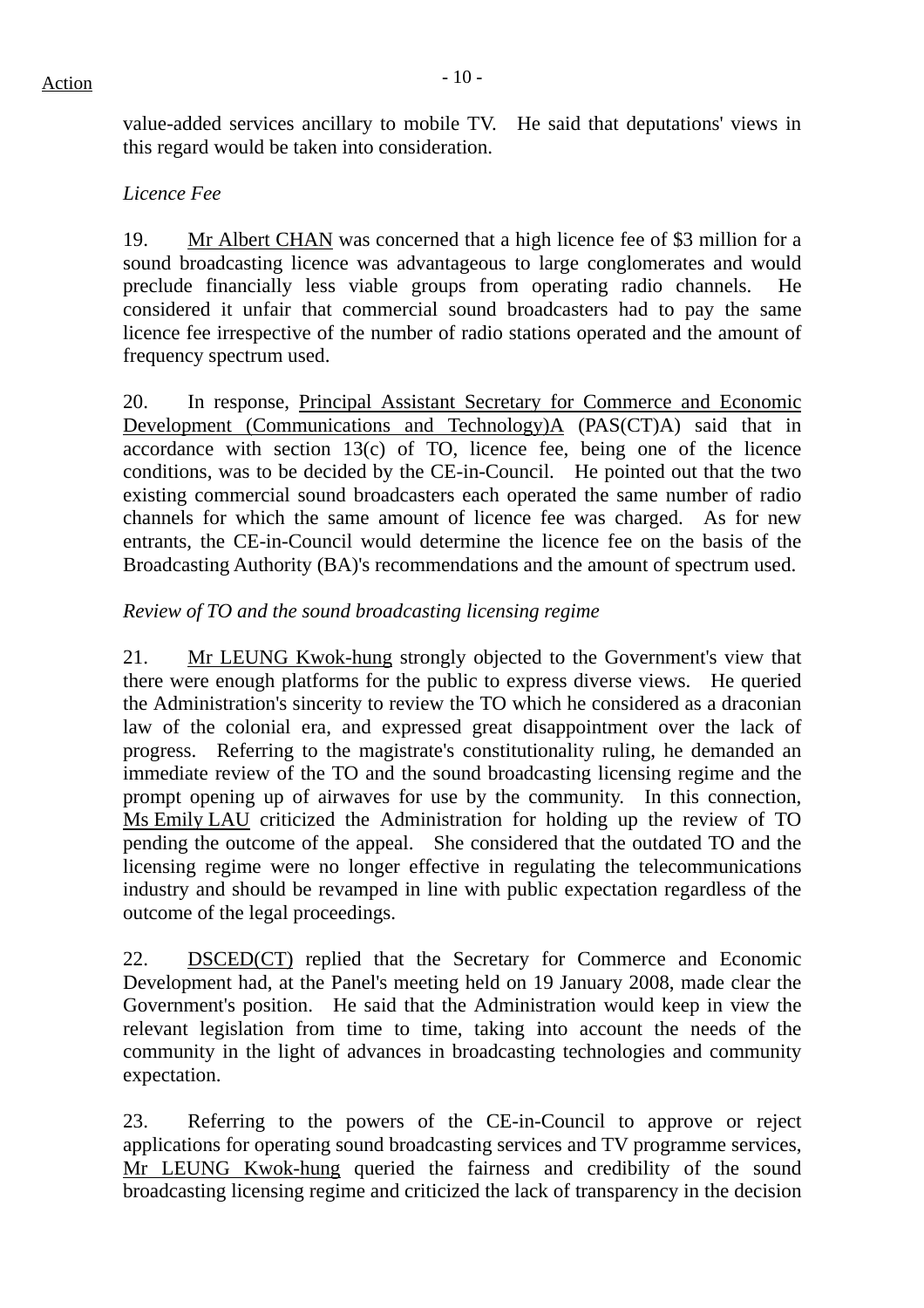value-added services ancillary to mobile TV. He said that deputations' views in this regard would be taken into consideration.

*Licence Fee*

19. Mr Albert CHAN was concerned that a high licence fee of $3 million for a sound broadcasting licence was advantageous to large conglomerates and would preclude financially less viable groups from operating radio channels. He considered it unfair that commercial sound broadcasters had to pay the same licence fee irrespective of the number of radio stations operated and the amount of frequency spectrum used.

20. In response, Principal Assistant Secretary for Commerce and Economic Development (Communications and Technology)A (PAS(CT)A) said that in accordance with section 13(c) of TO, licence fee, being one of the licence conditions, was to be decided by the CE-in-Council. He pointed out that the two existing commercial sound broadcasters each operated the same number of radio channels for which the same amount of licence fee was charged. As for new entrants, the CE-in-Council would determine the licence fee on the basis of the Broadcasting Authority (BA)'s recommendations and the amount of spectrum used.

*Review of TO and the sound broadcasting licensing regime*

21. Mr LEUNG Kwok-hung strongly objected to the Government's view that there were enough platforms for the public to express diverse views. He queried the Administration's sincerity to review the TO which he considered as a draconian law of the colonial era, and expressed great disappointment over the lack of progress. Referring to the magistrate's constitutionality ruling, he demanded an immediate review of the TO and the sound broadcasting licensing regime and the prompt opening up of airwaves for use by the community. In this connection, Ms Emily LAU criticized the Administration for holding up the review of TO pending the outcome of the appeal. She considered that the outdated TO and the licensing regime were no longer effective in regulating the telecommunications industry and should be revamped in line with public expectation regardless of the outcome of the legal proceedings.

22. DSCED(CT) replied that the Secretary for Commerce and Economic Development had, at the Panel's meeting held on 19 January 2008, made clear the Government's position. He said that the Administration would keep in view the relevant legislation from time to time, taking into account the needs of the community in the light of advances in broadcasting technologies and community expectation.

23. Referring to the powers of the CE-in-Council to approve or reject applications for operating sound broadcasting services and TV programme services, Mr LEUNG Kwok-hung queried the fairness and credibility of the sound broadcasting licensing regime and criticized the lack of transparency in the decision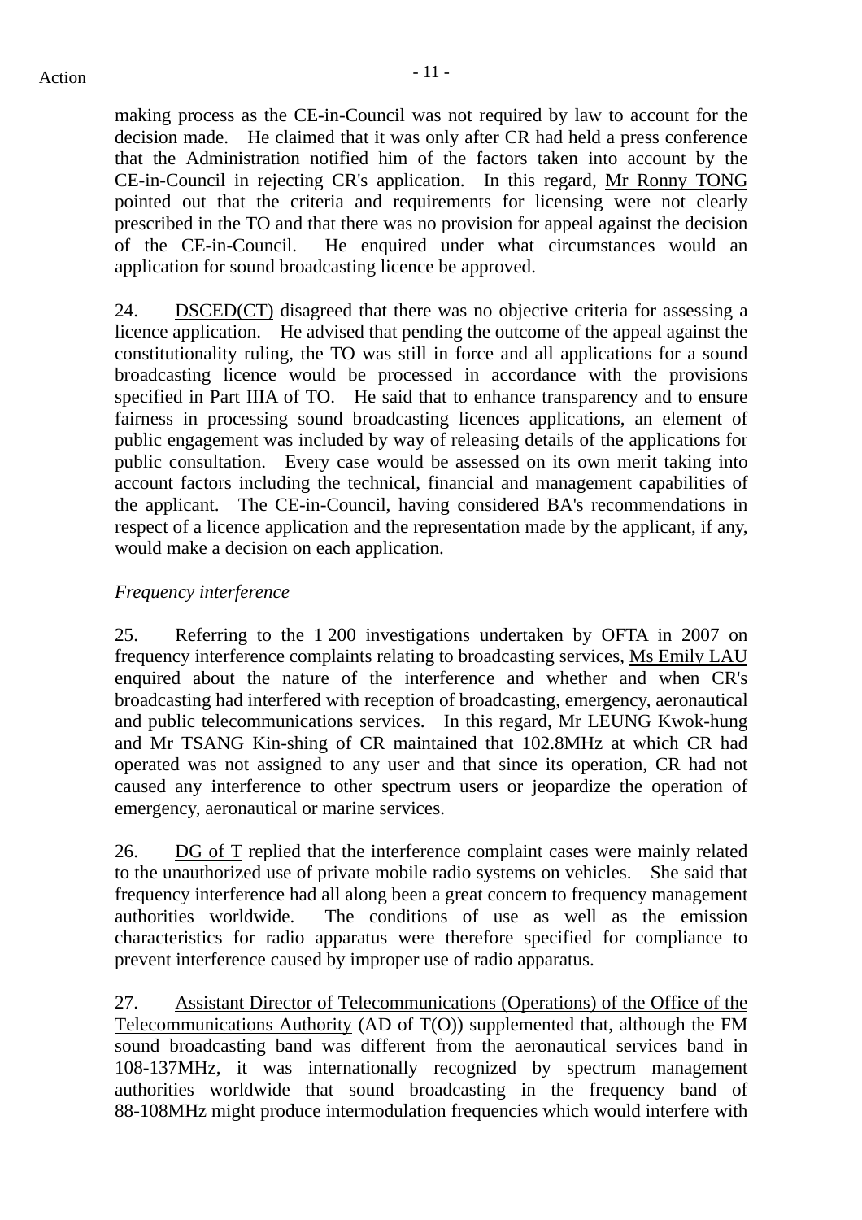making process as the CE-in-Council was not required by law to account for the decision made. He claimed that it was only after CR had held a press conference that the Administration notified him of the factors taken into account by the CE-in-Council in rejecting CR's application. In this regard, Mr Ronny TONG pointed out that the criteria and requirements for licensing were not clearly prescribed in the TO and that there was no provision for appeal against the decision of the CE-in-Council. He enquired under what circumstances would an application for sound broadcasting licence be approved.

24. DSCED(CT) disagreed that there was no objective criteria for assessing a licence application. He advised that pending the outcome of the appeal against the constitutionality ruling, the TO was still in force and all applications for a sound broadcasting licence would be processed in accordance with the provisions specified in Part IIIA of TO. He said that to enhance transparency and to ensure fairness in processing sound broadcasting licences applications, an element of public engagement was included by way of releasing details of the applications for public consultation. Every case would be assessed on its own merit taking into account factors including the technical, financial and management capabilities of the applicant. The CE-in-Council, having considered BA's recommendations in respect of a licence application and the representation made by the applicant, if any, would make a decision on each application.

*Frequency interference*

25. Referring to the 1 200 investigations undertaken by OFTA in 2007 on frequency interference complaints relating to broadcasting services, Ms Emily LAU enquired about the nature of the interference and whether and when CR's broadcasting had interfered with reception of broadcasting, emergency, aeronautical and public telecommunications services. In this regard, Mr LEUNG Kwok-hung and Mr TSANG Kin-shing of CR maintained that 102.8MHz at which CR had operated was not assigned to any user and that since its operation, CR had not caused any interference to other spectrum users or jeopardize the operation of emergency, aeronautical or marine services.

26. DG of T replied that the interference complaint cases were mainly related to the unauthorized use of private mobile radio systems on vehicles. She said that frequency interference had all along been a great concern to frequency management authorities worldwide. The conditions of use as well as the emission characteristics for radio apparatus were therefore specified for compliance to prevent interference caused by improper use of radio apparatus.

27. Assistant Director of Telecommunications (Operations) of the Office of the Telecommunications Authority (AD of T(O)) supplemented that, although the FM sound broadcasting band was different from the aeronautical services band in 108-137MHz, it was internationally recognized by spectrum management authorities worldwide that sound broadcasting in the frequency band of 88-108MHz might produce intermodulation frequencies which would interfere with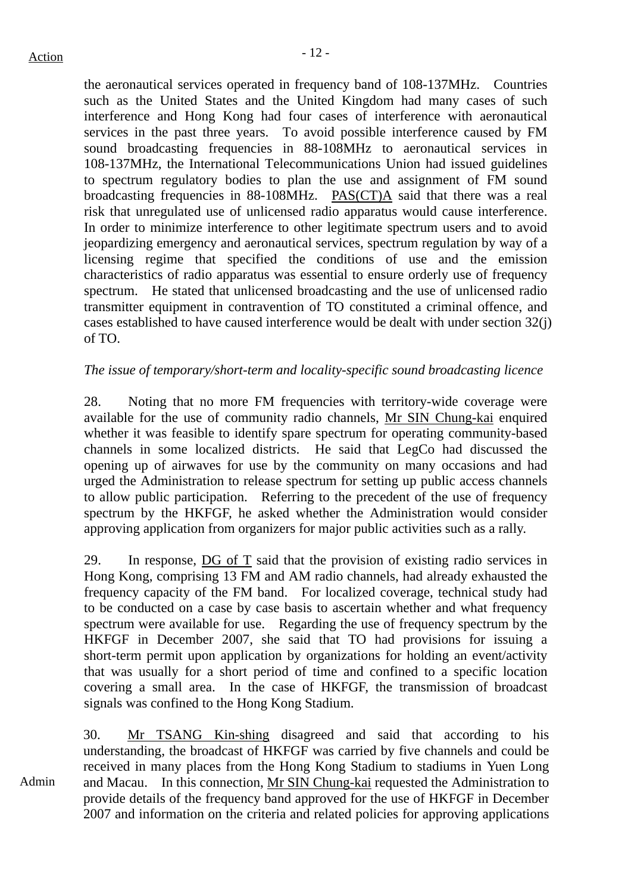the aeronautical services operated in frequency band of 108-137MHz. Countries such as the United States and the United Kingdom had many cases of such interference and Hong Kong had four cases of interference with aeronautical services in the past three years. To avoid possible interference caused by FM sound broadcasting frequencies in 88-108MHz to aeronautical services in 108-137MHz, the International Telecommunications Union had issued guidelines to spectrum regulatory bodies to plan the use and assignment of FM sound broadcasting frequencies in 88-108MHz. PAS(CT)A said that there was a real risk that unregulated use of unlicensed radio apparatus would cause interference. In order to minimize interference to other legitimate spectrum users and to avoid jeopardizing emergency and aeronautical services, spectrum regulation by way of a licensing regime that specified the conditions of use and the emission characteristics of radio apparatus was essential to ensure orderly use of frequency spectrum. He stated that unlicensed broadcasting and the use of unlicensed radio transmitter equipment in contravention of TO constituted a criminal offence, and cases established to have caused interference would be dealt with under section 32(j) of TO.

*The issue of temporary/short-term and locality-specific sound broadcasting licence*

28. Noting that no more FM frequencies with territory-wide coverage were available for the use of community radio channels, Mr SIN Chung-kai enquired whether it was feasible to identify spare spectrum for operating community-based channels in some localized districts. He said that LegCo had discussed the opening up of airwaves for use by the community on many occasions and had urged the Administration to release spectrum for setting up public access channels to allow public participation. Referring to the precedent of the use of frequency spectrum by the HKFGF, he asked whether the Administration would consider approving application from organizers for major public activities such as a rally.

29. In response, DG of T said that the provision of existing radio services in Hong Kong, comprising 13 FM and AM radio channels, had already exhausted the frequency capacity of the FM band. For localized coverage, technical study had to be conducted on a case by case basis to ascertain whether and what frequency spectrum were available for use. Regarding the use of frequency spectrum by the HKFGF in December 2007, she said that TO had provisions for issuing a short-term permit upon application by organizations for holding an event/activity that was usually for a short period of time and confined to a specific location covering a small area. In the case of HKFGF, the transmission of broadcast signals was confined to the Hong Kong Stadium.

30. Mr TSANG Kin-shing disagreed and said that according to his understanding, the broadcast of HKFGF was carried by five channels and could be received in many places from the Hong Kong Stadium to stadiums in Yuen Long and Macau. In this connection, Mr SIN Chung-kai requested the Administration to provide details of the frequency band approved for the use of HKFGF in December 2007 and information on the criteria and related policies for approving applications

Admin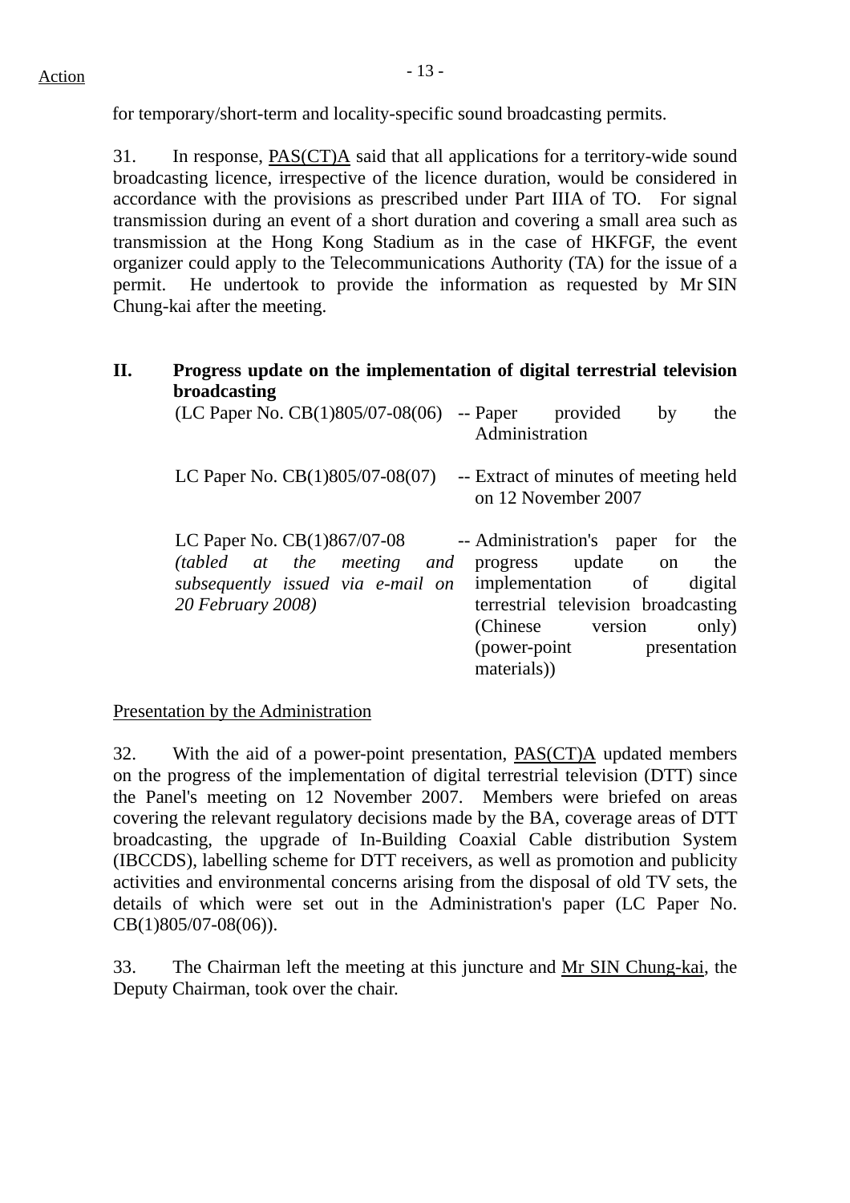for temporary/short-term and locality-specific sound broadcasting permits.

31. In response, PAS(CT)A said that all applications for a territory-wide sound broadcasting licence, irrespective of the licence duration, would be considered in accordance with the provisions as prescribed under Part IIIA of TO. For signal transmission during an event of a short duration and covering a small area such as transmission at the Hong Kong Stadium as in the case of HKFGF, the event organizer could apply to the Telecommunications Authority (TA) for the issue of a permit. He undertook to provide the information as requested by Mr SIN Chung-kai after the meeting.

## II. Progress update on the implementation of digital terrestrial television broadcasting

(LC Paper No. CB(1)805/07-08(06) -- Paper provided by the Administration

LC Paper No. CB(1)805/07-08(07) -- Extract of minutes of meeting held on 12 November 2007

LC Paper No. CB(1)867/07-08 *(tabled at the meeting and subsequently issued via e-mail on 20 February 2008)* -- Administration's paper for the progress update on the implementation of digital terrestrial television broadcasting (Chinese version only) (power-point presentation materials))

Presentation by the Administration

32. With the aid of a power-point presentation, PAS(CT)A updated members on the progress of the implementation of digital terrestrial television (DTT) since the Panel's meeting on 12 November 2007. Members were briefed on areas covering the relevant regulatory decisions made by the BA, coverage areas of DTT broadcasting, the upgrade of In-Building Coaxial Cable distribution System (IBCCDS), labelling scheme for DTT receivers, as well as promotion and publicity activities and environmental concerns arising from the disposal of old TV sets, the details of which were set out in the Administration's paper (LC Paper No. CB(1)805/07-08(06)).

33. The Chairman left the meeting at this juncture and Mr SIN Chung-kai, the Deputy Chairman, took over the chair.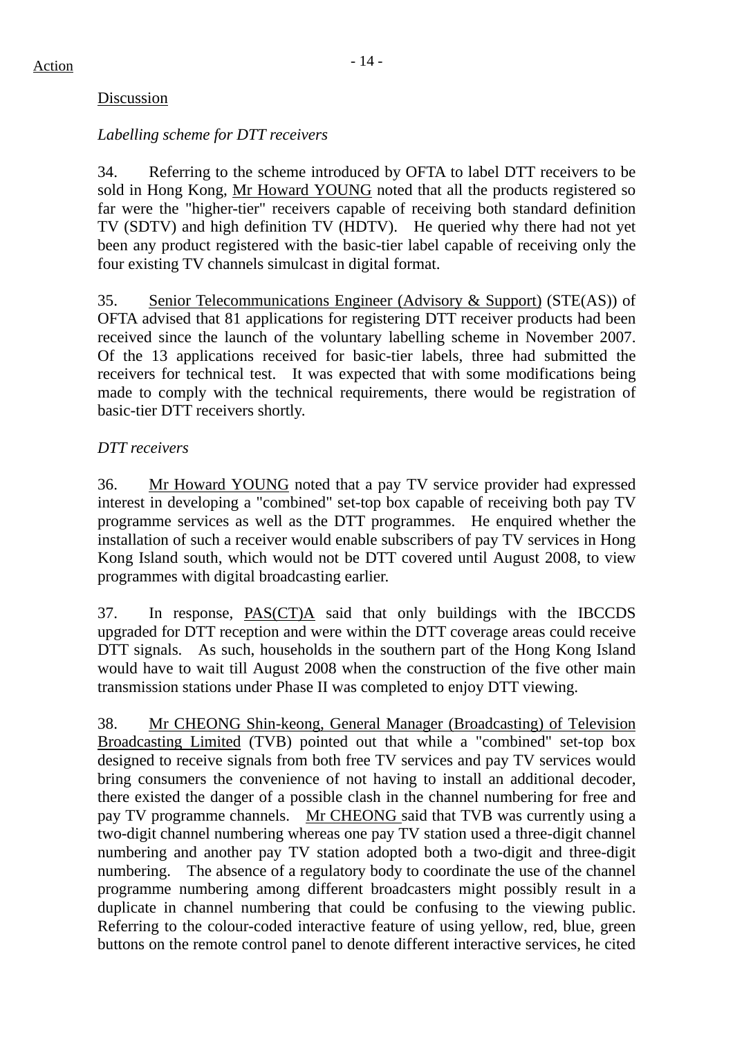Action

Discussion

*Labelling scheme for DTT receivers*

34. Referring to the scheme introduced by OFTA to label DTT receivers to be sold in Hong Kong, Mr Howard YOUNG noted that all the products registered so far were the "higher-tier" receivers capable of receiving both standard definition TV (SDTV) and high definition TV (HDTV). He queried why there had not yet been any product registered with the basic-tier label capable of receiving only the four existing TV channels simulcast in digital format.

35. Senior Telecommunications Engineer (Advisory & Support) (STE(AS)) of OFTA advised that 81 applications for registering DTT receiver products had been received since the launch of the voluntary labelling scheme in November 2007. Of the 13 applications received for basic-tier labels, three had submitted the receivers for technical test. It was expected that with some modifications being made to comply with the technical requirements, there would be registration of basic-tier DTT receivers shortly.

*DTT receivers*

36. Mr Howard YOUNG noted that a pay TV service provider had expressed interest in developing a "combined" set-top box capable of receiving both pay TV programme services as well as the DTT programmes. He enquired whether the installation of such a receiver would enable subscribers of pay TV services in Hong Kong Island south, which would not be DTT covered until August 2008, to view programmes with digital broadcasting earlier.

37. In response, PAS(CT)A said that only buildings with the IBCCDS upgraded for DTT reception and were within the DTT coverage areas could receive DTT signals. As such, households in the southern part of the Hong Kong Island would have to wait till August 2008 when the construction of the five other main transmission stations under Phase II was completed to enjoy DTT viewing.

38. Mr CHEONG Shin-keong, General Manager (Broadcasting) of Television Broadcasting Limited (TVB) pointed out that while a "combined" set-top box designed to receive signals from both free TV services and pay TV services would bring consumers the convenience of not having to install an additional decoder, there existed the danger of a possible clash in the channel numbering for free and pay TV programme channels. Mr CHEONG said that TVB was currently using a two-digit channel numbering whereas one pay TV station used a three-digit channel numbering and another pay TV station adopted both a two-digit and three-digit numbering. The absence of a regulatory body to coordinate the use of the channel programme numbering among different broadcasters might possibly result in a duplicate in channel numbering that could be confusing to the viewing public. Referring to the colour-coded interactive feature of using yellow, red, blue, green buttons on the remote control panel to denote different interactive services, he cited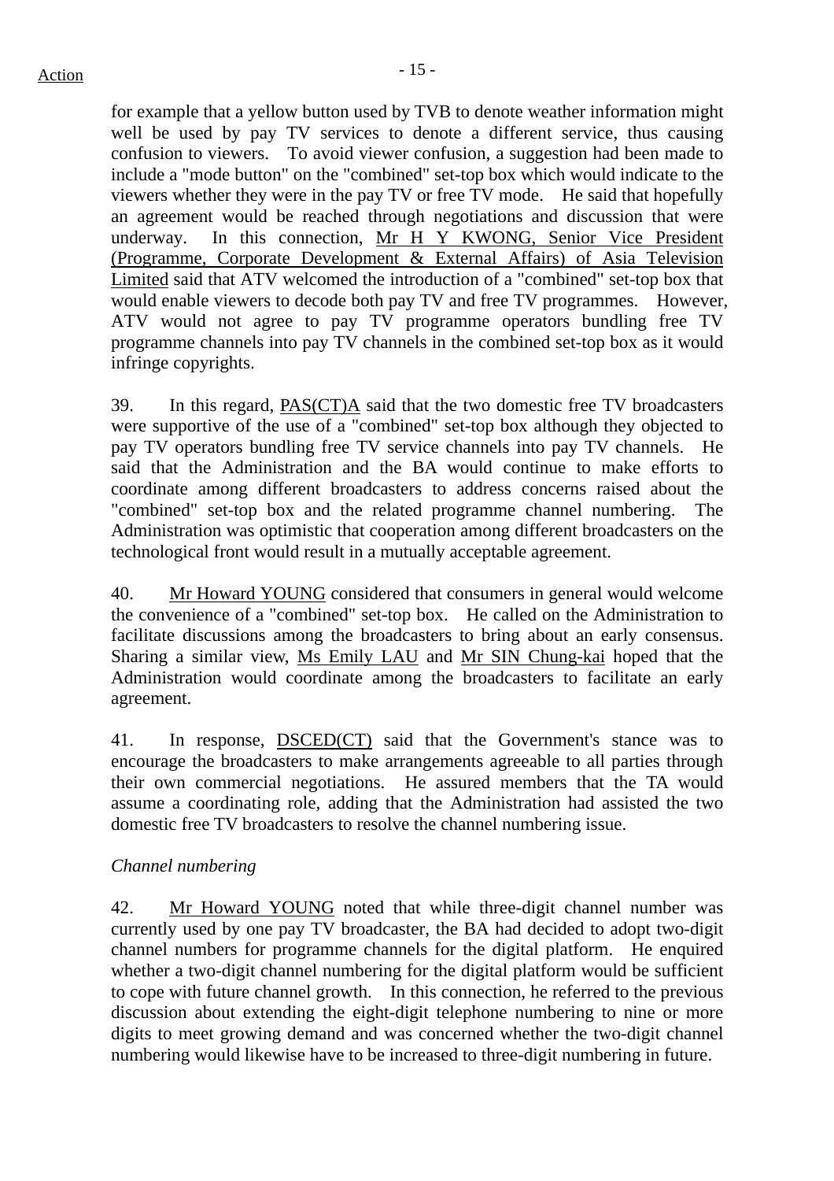Action

for example that a yellow button used by TVB to denote weather information might well be used by pay TV services to denote a different service, thus causing confusion to viewers. To avoid viewer confusion, a suggestion had been made to include a "mode button" on the "combined" set-top box which would indicate to the viewers whether they were in the pay TV or free TV mode. He said that hopefully an agreement would be reached through negotiations and discussion that were underway. In this connection, Mr H Y KWONG, Senior Vice President (Programme, Corporate Development & External Affairs) of Asia Television Limited said that ATV welcomed the introduction of a "combined" set-top box that would enable viewers to decode both pay TV and free TV programmes. However, ATV would not agree to pay TV programme operators bundling free TV programme channels into pay TV channels in the combined set-top box as it would infringe copyrights.

39. In this regard, PAS(CT)A said that the two domestic free TV broadcasters were supportive of the use of a "combined" set-top box although they objected to pay TV operators bundling free TV service channels into pay TV channels. He said that the Administration and the BA would continue to make efforts to coordinate among different broadcasters to address concerns raised about the "combined" set-top box and the related programme channel numbering. The Administration was optimistic that cooperation among different broadcasters on the technological front would result in a mutually acceptable agreement.

40. Mr Howard YOUNG considered that consumers in general would welcome the convenience of a "combined" set-top box. He called on the Administration to facilitate discussions among the broadcasters to bring about an early consensus. Sharing a similar view, Ms Emily LAU and Mr SIN Chung-kai hoped that the Administration would coordinate among the broadcasters to facilitate an early agreement.

41. In response, DSCED(CT) said that the Government's stance was to encourage the broadcasters to make arrangements agreeable to all parties through their own commercial negotiations. He assured members that the TA would assume a coordinating role, adding that the Administration had assisted the two domestic free TV broadcasters to resolve the channel numbering issue.

*Channel numbering*

42. Mr Howard YOUNG noted that while three-digit channel number was currently used by one pay TV broadcaster, the BA had decided to adopt two-digit channel numbers for programme channels for the digital platform. He enquired whether a two-digit channel numbering for the digital platform would be sufficient to cope with future channel growth. In this connection, he referred to the previous discussion about extending the eight-digit telephone numbering to nine or more digits to meet growing demand and was concerned whether the two-digit channel numbering would likewise have to be increased to three-digit numbering in future.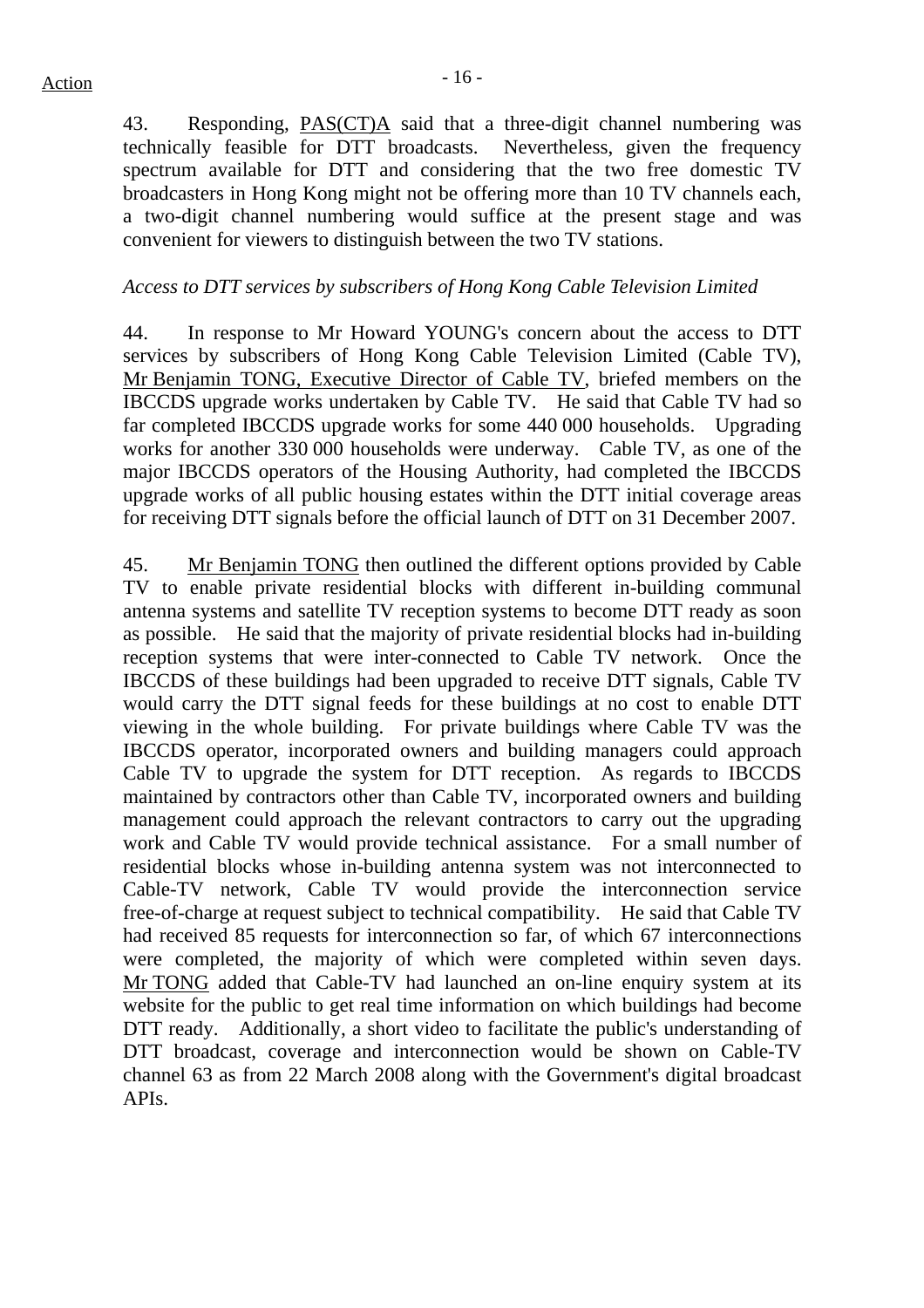43. Responding, PAS(CT)A said that a three-digit channel numbering was technically feasible for DTT broadcasts. Nevertheless, given the frequency spectrum available for DTT and considering that the two free domestic TV broadcasters in Hong Kong might not be offering more than 10 TV channels each, a two-digit channel numbering would suffice at the present stage and was convenient for viewers to distinguish between the two TV stations.

*Access to DTT services by subscribers of Hong Kong Cable Television Limited*

44. In response to Mr Howard YOUNG's concern about the access to DTT services by subscribers of Hong Kong Cable Television Limited (Cable TV), Mr Benjamin TONG, Executive Director of Cable TV, briefed members on the IBCCDS upgrade works undertaken by Cable TV. He said that Cable TV had so far completed IBCCDS upgrade works for some 440 000 households. Upgrading works for another 330 000 households were underway. Cable TV, as one of the major IBCCDS operators of the Housing Authority, had completed the IBCCDS upgrade works of all public housing estates within the DTT initial coverage areas for receiving DTT signals before the official launch of DTT on 31 December 2007.

45. Mr Benjamin TONG then outlined the different options provided by Cable TV to enable private residential blocks with different in-building communal antenna systems and satellite TV reception systems to become DTT ready as soon as possible. He said that the majority of private residential blocks had in-building reception systems that were inter-connected to Cable TV network. Once the IBCCDS of these buildings had been upgraded to receive DTT signals, Cable TV would carry the DTT signal feeds for these buildings at no cost to enable DTT viewing in the whole building. For private buildings where Cable TV was the IBCCDS operator, incorporated owners and building managers could approach Cable TV to upgrade the system for DTT reception. As regards to IBCCDS maintained by contractors other than Cable TV, incorporated owners and building management could approach the relevant contractors to carry out the upgrading work and Cable TV would provide technical assistance. For a small number of residential blocks whose in-building antenna system was not interconnected to Cable-TV network, Cable TV would provide the interconnection service free-of-charge at request subject to technical compatibility. He said that Cable TV had received 85 requests for interconnection so far, of which 67 interconnections were completed, the majority of which were completed within seven days. Mr TONG added that Cable-TV had launched an on-line enquiry system at its website for the public to get real time information on which buildings had become DTT ready. Additionally, a short video to facilitate the public's understanding of DTT broadcast, coverage and interconnection would be shown on Cable-TV channel 63 as from 22 March 2008 along with the Government's digital broadcast APIs.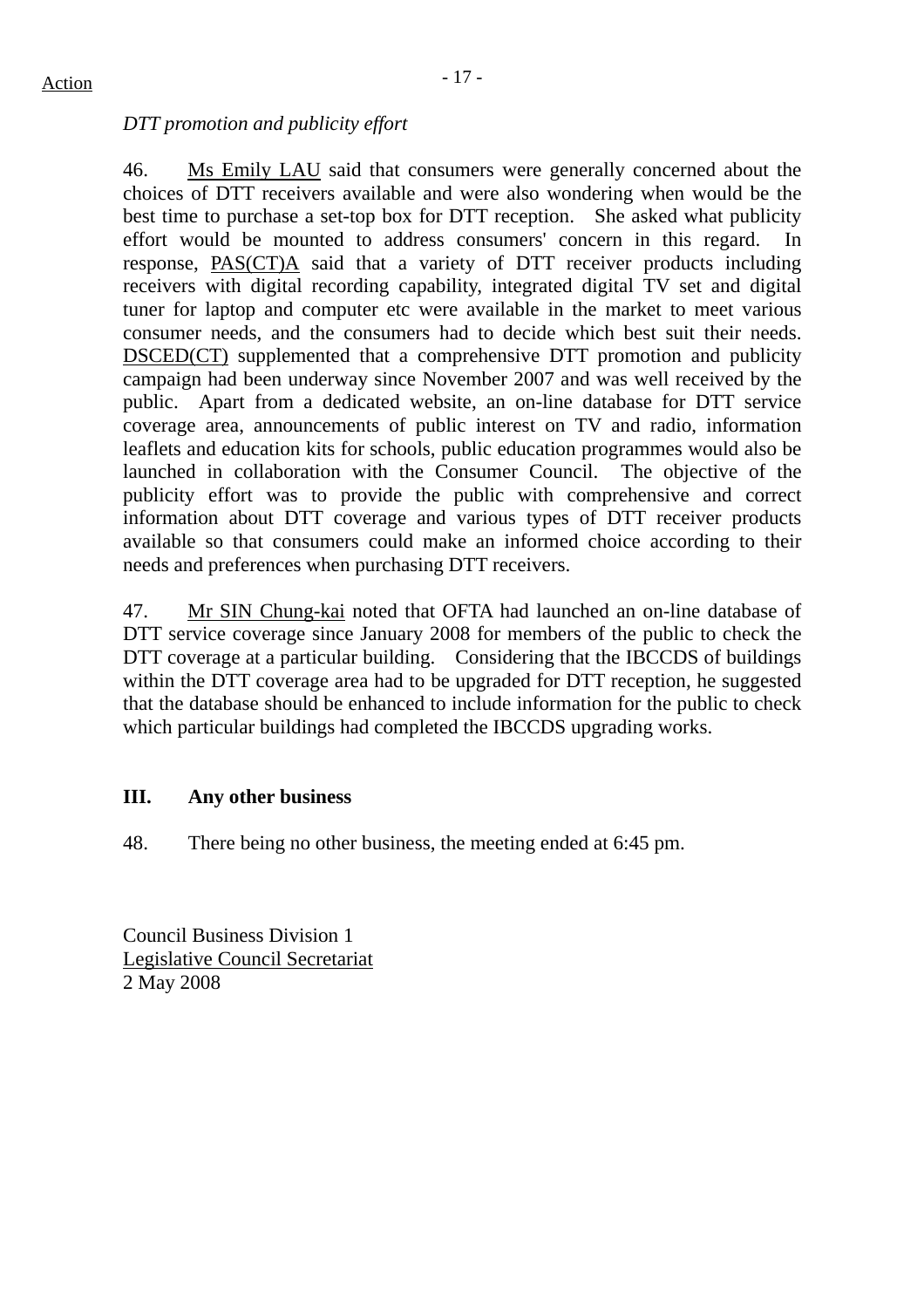Action

*DTT promotion and publicity effort*

46. Ms Emily LAU said that consumers were generally concerned about the choices of DTT receivers available and were also wondering when would be the best time to purchase a set-top box for DTT reception. She asked what publicity effort would be mounted to address consumers' concern in this regard. In response, PAS(CT)A said that a variety of DTT receiver products including receivers with digital recording capability, integrated digital TV set and digital tuner for laptop and computer etc were available in the market to meet various consumer needs, and the consumers had to decide which best suit their needs. DSCED(CT) supplemented that a comprehensive DTT promotion and publicity campaign had been underway since November 2007 and was well received by the public. Apart from a dedicated website, an on-line database for DTT service coverage area, announcements of public interest on TV and radio, information leaflets and education kits for schools, public education programmes would also be launched in collaboration with the Consumer Council. The objective of the publicity effort was to provide the public with comprehensive and correct information about DTT coverage and various types of DTT receiver products available so that consumers could make an informed choice according to their needs and preferences when purchasing DTT receivers.

47. Mr SIN Chung-kai noted that OFTA had launched an on-line database of DTT service coverage since January 2008 for members of the public to check the DTT coverage at a particular building. Considering that the IBCCDS of buildings within the DTT coverage area had to be upgraded for DTT reception, he suggested that the database should be enhanced to include information for the public to check which particular buildings had completed the IBCCDS upgrading works.

## III. Any other business

48. There being no other business, the meeting ended at 6:45 pm.

Council Business Division 1
Legislative Council Secretariat
2 May 2008